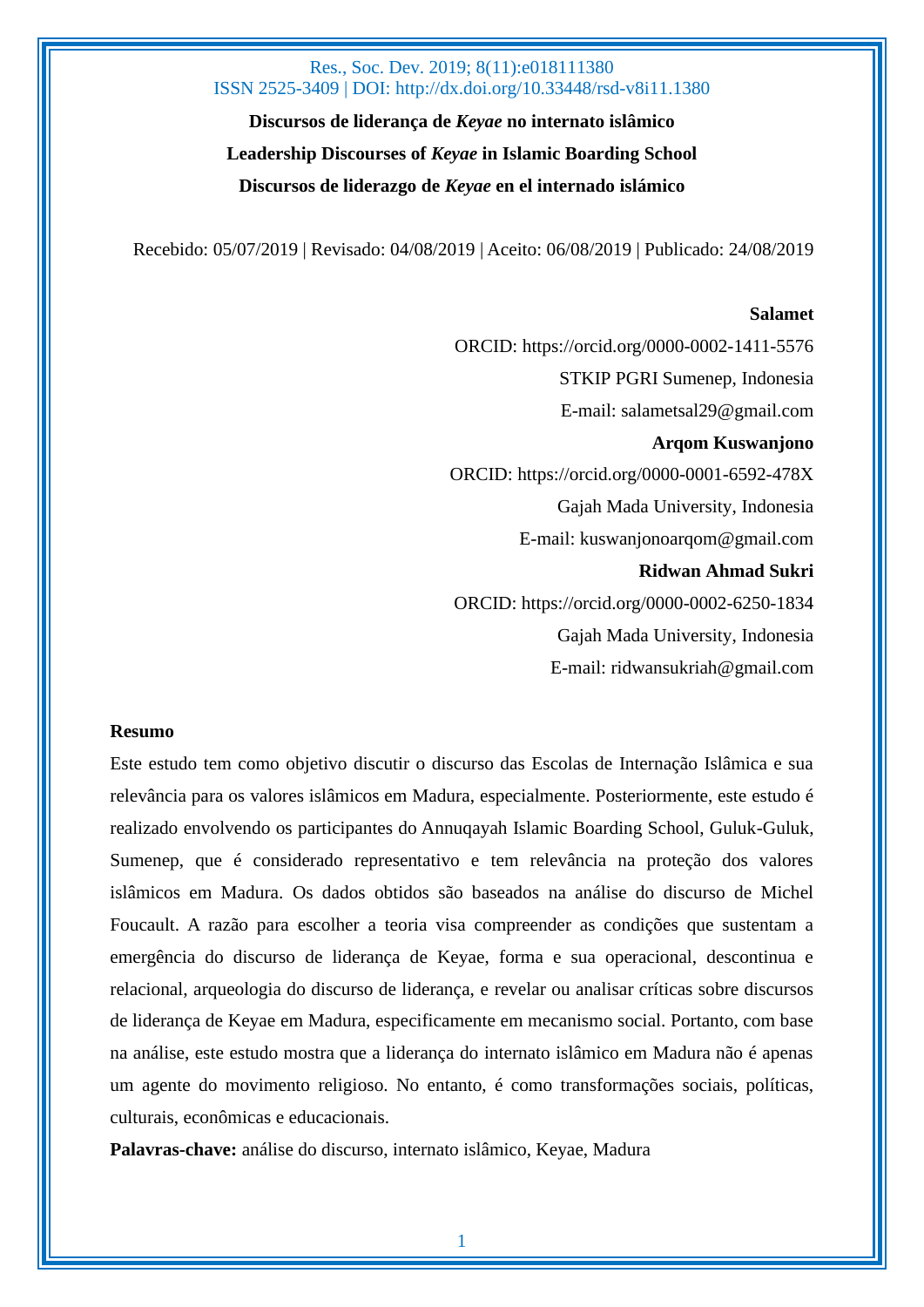**Discursos de liderança de *Keyae* no internato islâmico**

**Leadership Discourses of *Keyae* in Islamic Boarding School**

**Discursos de liderazgo de *Keyae* en el internado islámico**

Recebido: 05/07/2019 | Revisado: 04/08/2019 | Aceito: 06/08/2019 | Publicado: 24/08/2019

**Salamet**
ORCID: https://orcid.org/0000-0002-1411-5576
STKIP PGRI Sumenep, Indonesia
E-mail: salametsal29@gmail.com

**Arqom Kuswanjono**
ORCID: https://orcid.org/0000-0001-6592-478X
Gajah Mada University, Indonesia
E-mail: kuswanjonoarqom@gmail.com

**Ridwan Ahmad Sukri**
ORCID: https://orcid.org/0000-0002-6250-1834
Gajah Mada University, Indonesia
E-mail: ridwansukriah@gmail.com

**Resumo**

Este estudo tem como objetivo discutir o discurso das Escolas de Internação Islâmica e sua relevância para os valores islâmicos em Madura, especialmente. Posteriormente, este estudo é realizado envolvendo os participantes do Annuqayah Islamic Boarding School, Guluk-Guluk, Sumenep, que é considerado representativo e tem relevância na proteção dos valores islâmicos em Madura. Os dados obtidos são baseados na análise do discurso de Michel Foucault. A razão para escolher a teoria visa compreender as condições que sustentam a emergência do discurso de liderança de Keyae, forma e sua operacional, descontinua e relacional, arqueologia do discurso de liderança, e revelar ou analisar críticas sobre discursos de liderança de Keyae em Madura, especificamente em mecanismo social. Portanto, com base na análise, este estudo mostra que a liderança do internato islâmico em Madura não é apenas um agente do movimento religioso. No entanto, é como transformações sociais, políticas, culturais, econômicas e educacionais.

**Palavras-chave:** análise do discurso, internato islâmico, Keyae, Madura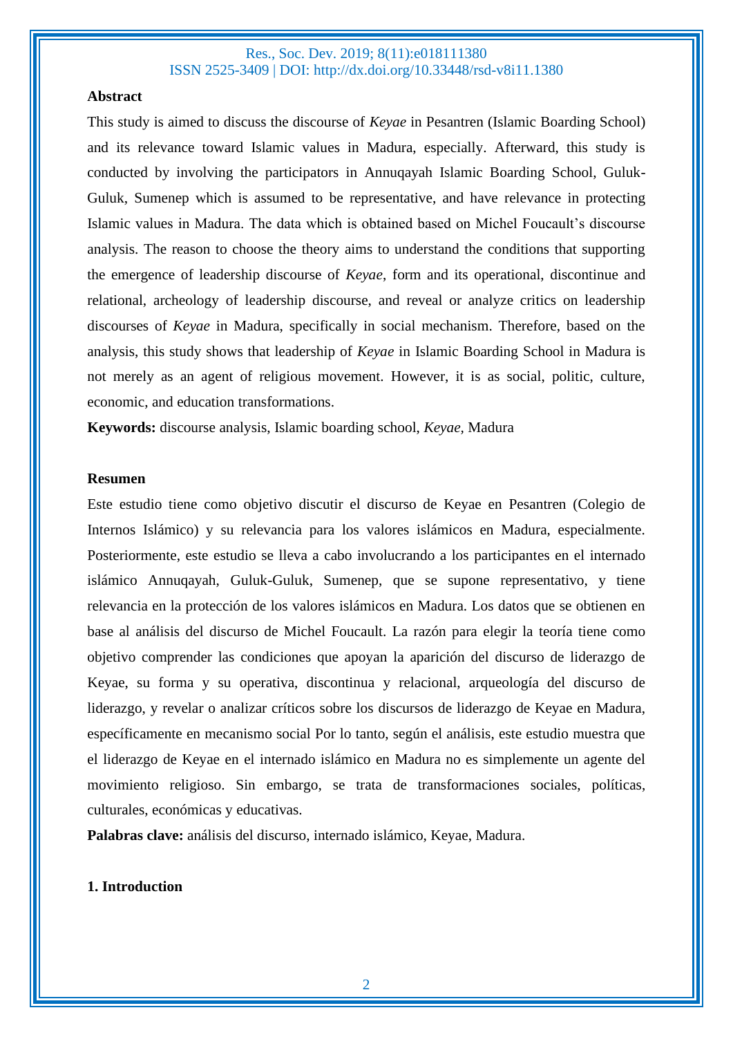**Abstract**

This study is aimed to discuss the discourse of *Keyae* in Pesantren (Islamic Boarding School) and its relevance toward Islamic values in Madura, especially. Afterward, this study is conducted by involving the participators in Annuqayah Islamic Boarding School, Guluk-Guluk, Sumenep which is assumed to be representative, and have relevance in protecting Islamic values in Madura. The data which is obtained based on Michel Foucault's discourse analysis. The reason to choose the theory aims to understand the conditions that supporting the emergence of leadership discourse of *Keyae*, form and its operational, discontinue and relational, archeology of leadership discourse, and reveal or analyze critics on leadership discourses of *Keyae* in Madura, specifically in social mechanism. Therefore, based on the analysis, this study shows that leadership of *Keyae* in Islamic Boarding School in Madura is not merely as an agent of religious movement. However, it is as social, politic, culture, economic, and education transformations.

**Keywords:** discourse analysis, Islamic boarding school, *Keyae,* Madura

**Resumen**

Este estudio tiene como objetivo discutir el discurso de Keyae en Pesantren (Colegio de Internos Islámico) y su relevancia para los valores islámicos en Madura, especialmente. Posteriormente, este estudio se lleva a cabo involucrando a los participantes en el internado islámico Annuqayah, Guluk-Guluk, Sumenep, que se supone representativo, y tiene relevancia en la protección de los valores islámicos en Madura. Los datos que se obtienen en base al análisis del discurso de Michel Foucault. La razón para elegir la teoría tiene como objetivo comprender las condiciones que apoyan la aparición del discurso de liderazgo de Keyae, su forma y su operativa, discontinua y relacional, arqueología del discurso de liderazgo, y revelar o analizar críticos sobre los discursos de liderazgo de Keyae en Madura, específicamente en mecanismo social Por lo tanto, según el análisis, este estudio muestra que el liderazgo de Keyae en el internado islámico en Madura no es simplemente un agente del movimiento religioso. Sin embargo, se trata de transformaciones sociales, políticas, culturales, económicas y educativas.

**Palabras clave:** análisis del discurso, internado islámico, Keyae, Madura.

## 1. Introduction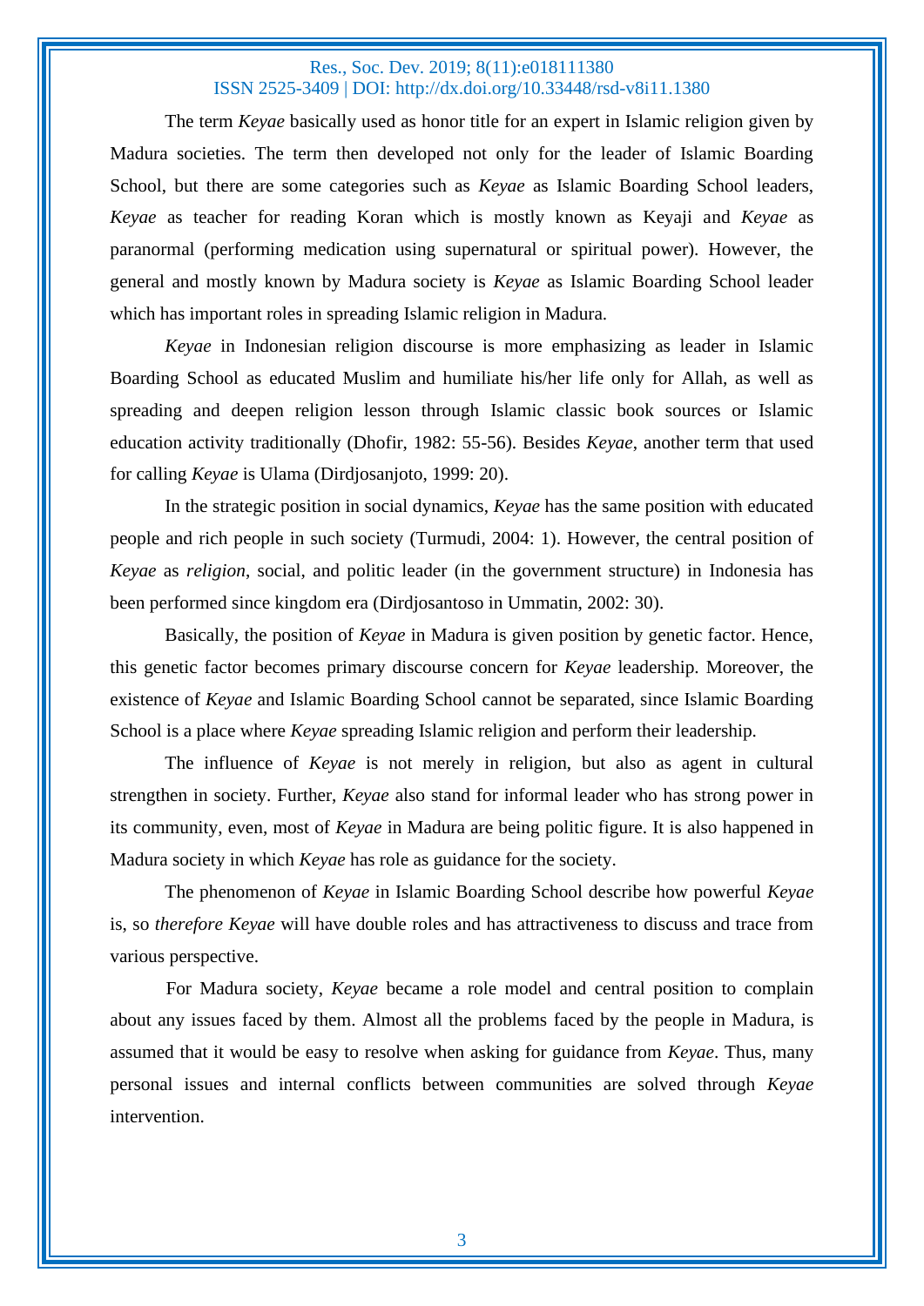The term *Keyae* basically used as honor title for an expert in Islamic religion given by Madura societies. The term then developed not only for the leader of Islamic Boarding School, but there are some categories such as *Keyae* as Islamic Boarding School leaders, *Keyae* as teacher for reading Koran which is mostly known as Keyaji and *Keyae* as paranormal (performing medication using supernatural or spiritual power). However, the general and mostly known by Madura society is *Keyae* as Islamic Boarding School leader which has important roles in spreading Islamic religion in Madura.

*Keyae* in Indonesian religion discourse is more emphasizing as leader in Islamic Boarding School as educated Muslim and humiliate his/her life only for Allah, as well as spreading and deepen religion lesson through Islamic classic book sources or Islamic education activity traditionally (Dhofir, 1982: 55-56). Besides *Keyae*, another term that used for calling *Keyae* is Ulama (Dirdjosanjoto, 1999: 20).

In the strategic position in social dynamics, *Keyae* has the same position with educated people and rich people in such society (Turmudi, 2004: 1). However, the central position of *Keyae* as *religion*, social, and politic leader (in the government structure) in Indonesia has been performed since kingdom era (Dirdjosantoso in Ummatin, 2002: 30).

Basically, the position of *Keyae* in Madura is given position by genetic factor. Hence, this genetic factor becomes primary discourse concern for *Keyae* leadership. Moreover, the existence of *Keyae* and Islamic Boarding School cannot be separated, since Islamic Boarding School is a place where *Keyae* spreading Islamic religion and perform their leadership.

The influence of *Keyae* is not merely in religion, but also as agent in cultural strengthen in society. Further, *Keyae* also stand for informal leader who has strong power in its community, even, most of *Keyae* in Madura are being politic figure. It is also happened in Madura society in which *Keyae* has role as guidance for the society.

The phenomenon of *Keyae* in Islamic Boarding School describe how powerful *Keyae* is, so *therefore Keyae* will have double roles and has attractiveness to discuss and trace from various perspective.

For Madura society, *Keyae* became a role model and central position to complain about any issues faced by them. Almost all the problems faced by the people in Madura, is assumed that it would be easy to resolve when asking for guidance from *Keyae*. Thus, many personal issues and internal conflicts between communities are solved through *Keyae* intervention.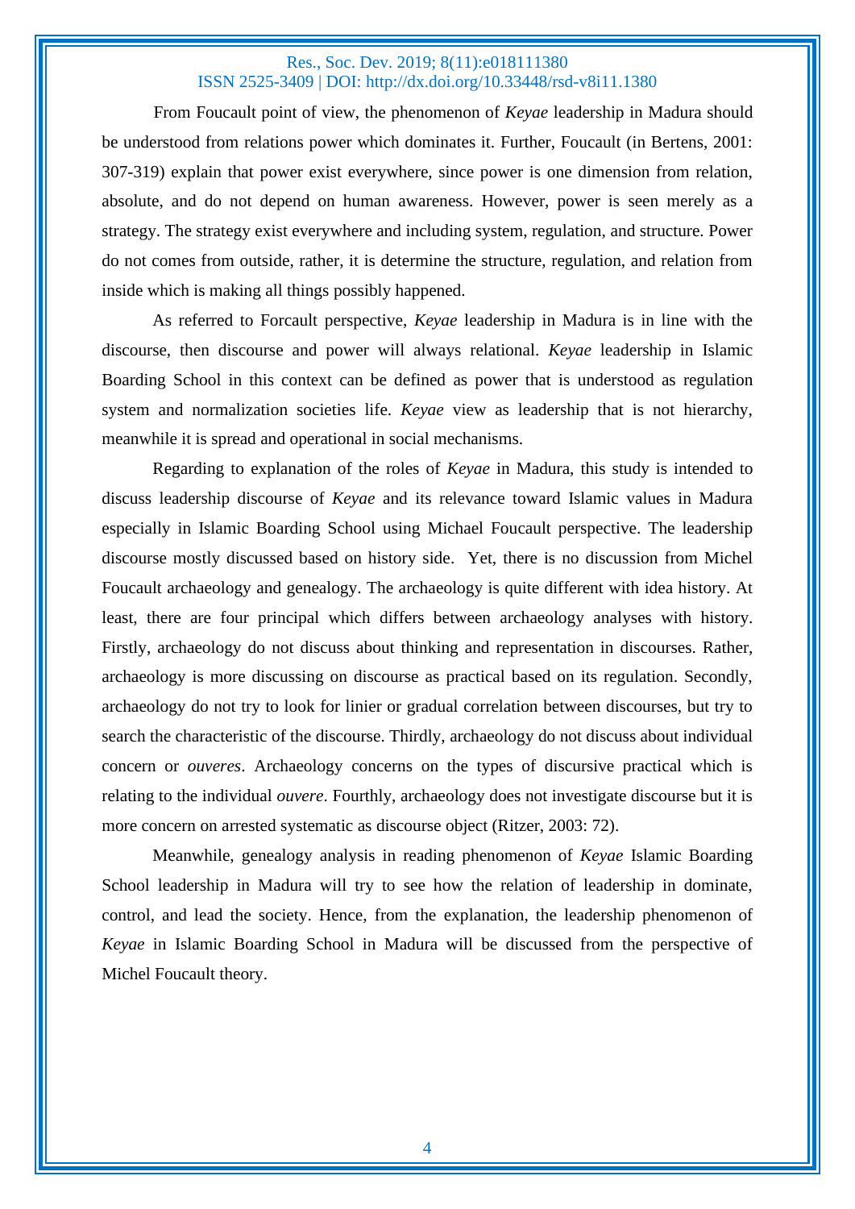From Foucault point of view, the phenomenon of *Keyae* leadership in Madura should be understood from relations power which dominates it. Further, Foucault (in Bertens, 2001: 307-319) explain that power exist everywhere, since power is one dimension from relation, absolute, and do not depend on human awareness. However, power is seen merely as a strategy. The strategy exist everywhere and including system, regulation, and structure. Power do not comes from outside, rather, it is determine the structure, regulation, and relation from inside which is making all things possibly happened.

As referred to Forcault perspective, *Keyae* leadership in Madura is in line with the discourse, then discourse and power will always relational. *Keyae* leadership in Islamic Boarding School in this context can be defined as power that is understood as regulation system and normalization societies life. *Keyae* view as leadership that is not hierarchy, meanwhile it is spread and operational in social mechanisms.

Regarding to explanation of the roles of *Keyae* in Madura, this study is intended to discuss leadership discourse of *Keyae* and its relevance toward Islamic values in Madura especially in Islamic Boarding School using Michael Foucault perspective. The leadership discourse mostly discussed based on history side. Yet, there is no discussion from Michel Foucault archaeology and genealogy. The archaeology is quite different with idea history. At least, there are four principal which differs between archaeology analyses with history. Firstly, archaeology do not discuss about thinking and representation in discourses. Rather, archaeology is more discussing on discourse as practical based on its regulation. Secondly, archaeology do not try to look for linier or gradual correlation between discourses, but try to search the characteristic of the discourse. Thirdly, archaeology do not discuss about individual concern or *ouveres*. Archaeology concerns on the types of discursive practical which is relating to the individual *ouvere*. Fourthly, archaeology does not investigate discourse but it is more concern on arrested systematic as discourse object (Ritzer, 2003: 72).

Meanwhile, genealogy analysis in reading phenomenon of *Keyae* Islamic Boarding School leadership in Madura will try to see how the relation of leadership in dominate, control, and lead the society. Hence, from the explanation, the leadership phenomenon of *Keyae* in Islamic Boarding School in Madura will be discussed from the perspective of Michel Foucault theory.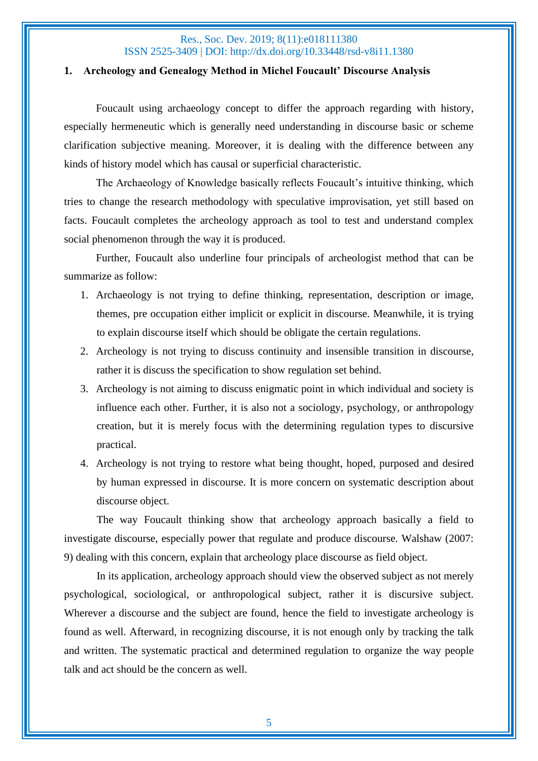## 1. Archeology and Genealogy Method in Michel Foucault' Discourse Analysis

Foucault using archaeology concept to differ the approach regarding with history, especially hermeneutic which is generally need understanding in discourse basic or scheme clarification subjective meaning. Moreover, it is dealing with the difference between any kinds of history model which has causal or superficial characteristic.

The Archaeology of Knowledge basically reflects Foucault's intuitive thinking, which tries to change the research methodology with speculative improvisation, yet still based on facts. Foucault completes the archeology approach as tool to test and understand complex social phenomenon through the way it is produced.

Further, Foucault also underline four principals of archeologist method that can be summarize as follow:

1. Archaeology is not trying to define thinking, representation, description or image, themes, pre occupation either implicit or explicit in discourse. Meanwhile, it is trying to explain discourse itself which should be obligate the certain regulations.
2. Archeology is not trying to discuss continuity and insensible transition in discourse, rather it is discuss the specification to show regulation set behind.
3. Archeology is not aiming to discuss enigmatic point in which individual and society is influence each other. Further, it is also not a sociology, psychology, or anthropology creation, but it is merely focus with the determining regulation types to discursive practical.
4. Archeology is not trying to restore what being thought, hoped, purposed and desired by human expressed in discourse. It is more concern on systematic description about discourse object.

The way Foucault thinking show that archeology approach basically a field to investigate discourse, especially power that regulate and produce discourse. Walshaw (2007: 9) dealing with this concern, explain that archeology place discourse as field object.

In its application, archeology approach should view the observed subject as not merely psychological, sociological, or anthropological subject, rather it is discursive subject. Wherever a discourse and the subject are found, hence the field to investigate archeology is found as well. Afterward, in recognizing discourse, it is not enough only by tracking the talk and written. The systematic practical and determined regulation to organize the way people talk and act should be the concern as well.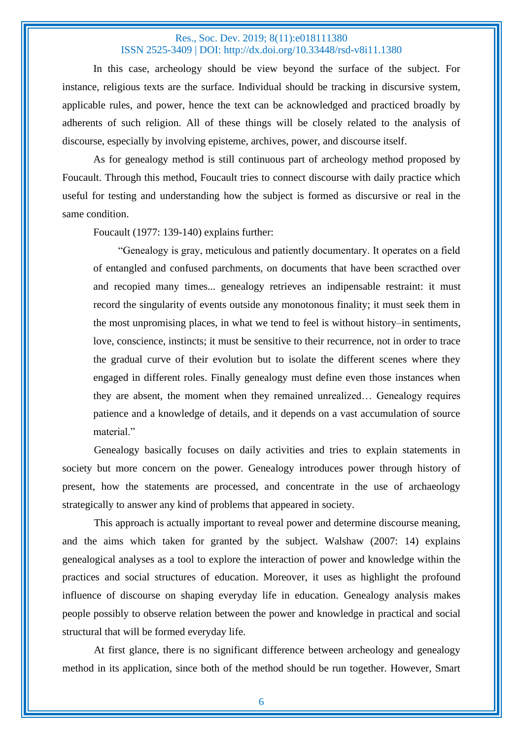In this case, archeology should be view beyond the surface of the subject. For instance, religious texts are the surface. Individual should be tracking in discursive system, applicable rules, and power, hence the text can be acknowledged and practiced broadly by adherents of such religion. All of these things will be closely related to the analysis of discourse, especially by involving episteme, archives, power, and discourse itself.

As for genealogy method is still continuous part of archeology method proposed by Foucault. Through this method, Foucault tries to connect discourse with daily practice which useful for testing and understanding how the subject is formed as discursive or real in the same condition.

Foucault (1977: 139-140) explains further:

> "Genealogy is gray, meticulous and patiently documentary. It operates on a field of entangled and confused parchments, on documents that have been scracthed over and recopied many times... genealogy retrieves an indipensable restraint: it must record the singularity of events outside any monotonous finality; it must seek them in the most unpromising places, in what we tend to feel is without history–in sentiments, love, conscience, instincts; it must be sensitive to their recurrence, not in order to trace the gradual curve of their evolution but to isolate the different scenes where they engaged in different roles. Finally genealogy must define even those instances when they are absent, the moment when they remained unrealized… Genealogy requires patience and a knowledge of details, and it depends on a vast accumulation of source material."

Genealogy basically focuses on daily activities and tries to explain statements in society but more concern on the power. Genealogy introduces power through history of present, how the statements are processed, and concentrate in the use of archaeology strategically to answer any kind of problems that appeared in society.

This approach is actually important to reveal power and determine discourse meaning, and the aims which taken for granted by the subject. Walshaw (2007: 14) explains genealogical analyses as a tool to explore the interaction of power and knowledge within the practices and social structures of education. Moreover, it uses as highlight the profound influence of discourse on shaping everyday life in education. Genealogy analysis makes people possibly to observe relation between the power and knowledge in practical and social structural that will be formed everyday life.

At first glance, there is no significant difference between archeology and genealogy method in its application, since both of the method should be run together. However, Smart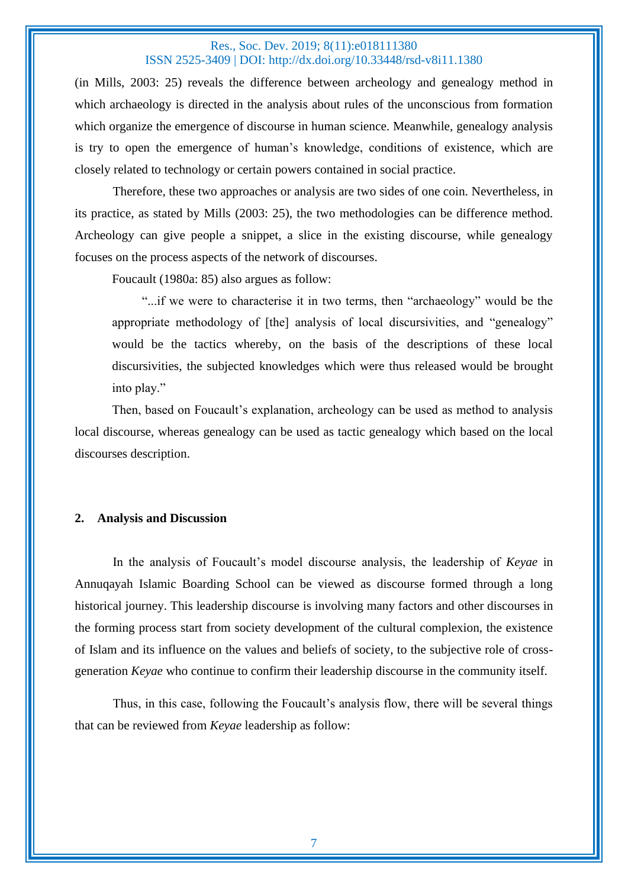(in Mills, 2003: 25) reveals the difference between archeology and genealogy method in which archaeology is directed in the analysis about rules of the unconscious from formation which organize the emergence of discourse in human science. Meanwhile, genealogy analysis is try to open the emergence of human's knowledge, conditions of existence, which are closely related to technology or certain powers contained in social practice.

Therefore, these two approaches or analysis are two sides of one coin. Nevertheless, in its practice, as stated by Mills (2003: 25), the two methodologies can be difference method. Archeology can give people a snippet, a slice in the existing discourse, while genealogy focuses on the process aspects of the network of discourses.

Foucault (1980a: 85) also argues as follow:

> "...if we were to characterise it in two terms, then "archaeology" would be the appropriate methodology of [the] analysis of local discursivities, and "genealogy" would be the tactics whereby, on the basis of the descriptions of these local discursivities, the subjected knowledges which were thus released would be brought into play."

Then, based on Foucault's explanation, archeology can be used as method to analysis local discourse, whereas genealogy can be used as tactic genealogy which based on the local discourses description.

## 2. Analysis and Discussion

In the analysis of Foucault's model discourse analysis, the leadership of *Keyae* in Annuqayah Islamic Boarding School can be viewed as discourse formed through a long historical journey. This leadership discourse is involving many factors and other discourses in the forming process start from society development of the cultural complexion, the existence of Islam and its influence on the values and beliefs of society, to the subjective role of cross-generation *Keyae* who continue to confirm their leadership discourse in the community itself.

Thus, in this case, following the Foucault's analysis flow, there will be several things that can be reviewed from *Keyae* leadership as follow: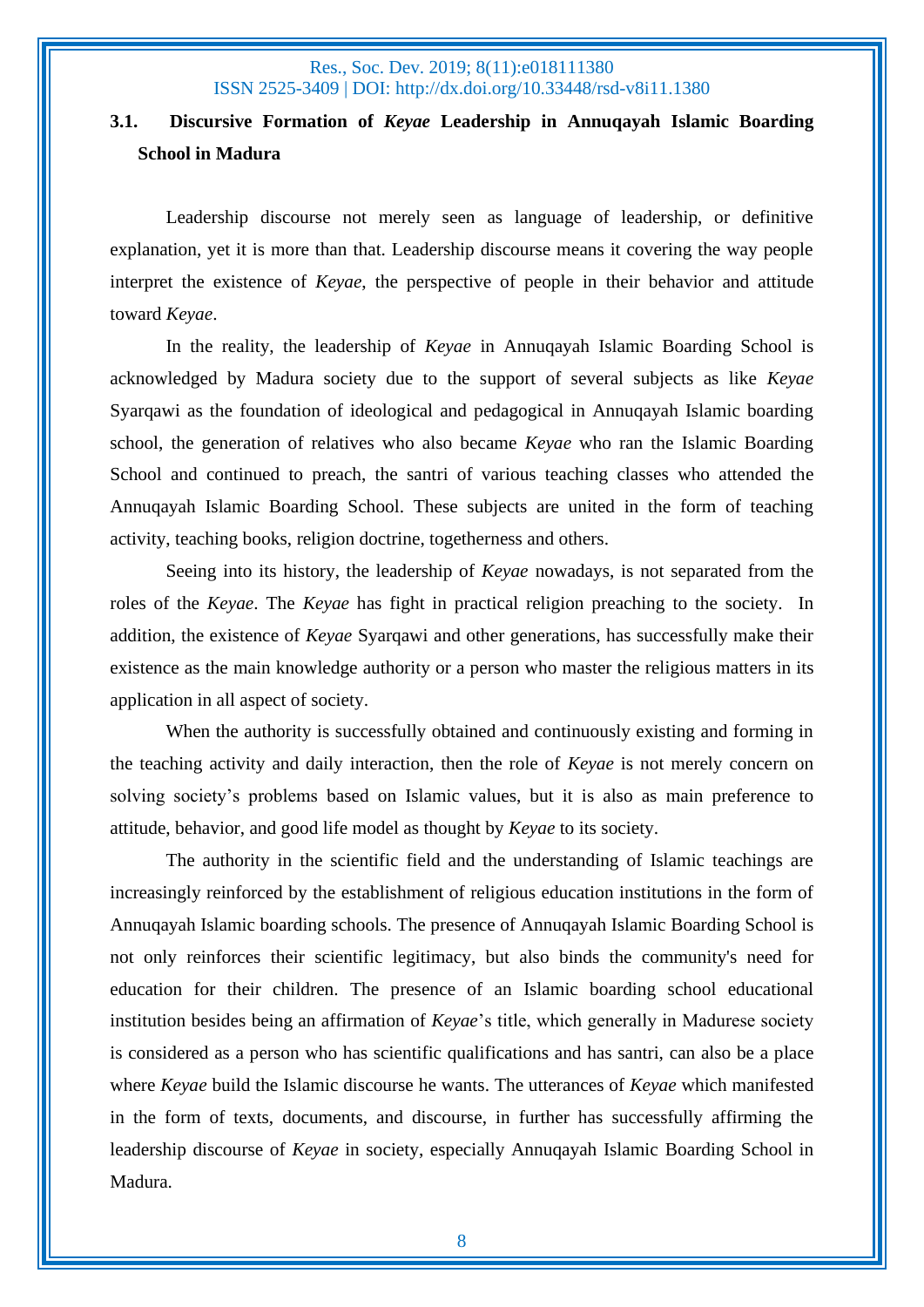### 3.1. Discursive Formation of *Keyae* Leadership in Annuqayah Islamic Boarding School in Madura

Leadership discourse not merely seen as language of leadership, or definitive explanation, yet it is more than that. Leadership discourse means it covering the way people interpret the existence of *Keyae*, the perspective of people in their behavior and attitude toward *Keyae*.

In the reality, the leadership of *Keyae* in Annuqayah Islamic Boarding School is acknowledged by Madura society due to the support of several subjects as like *Keyae* Syarqawi as the foundation of ideological and pedagogical in Annuqayah Islamic boarding school, the generation of relatives who also became *Keyae* who ran the Islamic Boarding School and continued to preach, the santri of various teaching classes who attended the Annuqayah Islamic Boarding School. These subjects are united in the form of teaching activity, teaching books, religion doctrine, togetherness and others.

Seeing into its history, the leadership of *Keyae* nowadays, is not separated from the roles of the *Keyae*. The *Keyae* has fight in practical religion preaching to the society. In addition, the existence of *Keyae* Syarqawi and other generations, has successfully make their existence as the main knowledge authority or a person who master the religious matters in its application in all aspect of society.

When the authority is successfully obtained and continuously existing and forming in the teaching activity and daily interaction, then the role of *Keyae* is not merely concern on solving society's problems based on Islamic values, but it is also as main preference to attitude, behavior, and good life model as thought by *Keyae* to its society.

The authority in the scientific field and the understanding of Islamic teachings are increasingly reinforced by the establishment of religious education institutions in the form of Annuqayah Islamic boarding schools. The presence of Annuqayah Islamic Boarding School is not only reinforces their scientific legitimacy, but also binds the community's need for education for their children. The presence of an Islamic boarding school educational institution besides being an affirmation of *Keyae*'s title, which generally in Madurese society is considered as a person who has scientific qualifications and has santri, can also be a place where *Keyae* build the Islamic discourse he wants. The utterances of *Keyae* which manifested in the form of texts, documents, and discourse, in further has successfully affirming the leadership discourse of *Keyae* in society, especially Annuqayah Islamic Boarding School in Madura.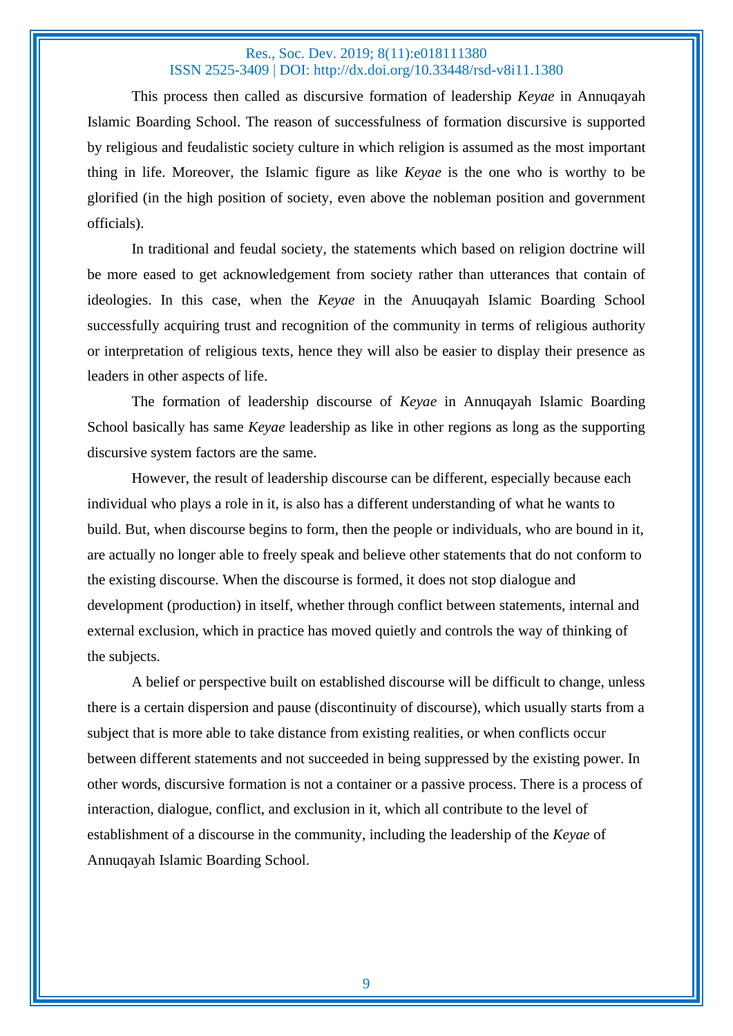This process then called as discursive formation of leadership *Keyae* in Annuqayah Islamic Boarding School. The reason of successfulness of formation discursive is supported by religious and feudalistic society culture in which religion is assumed as the most important thing in life. Moreover, the Islamic figure as like *Keyae* is the one who is worthy to be glorified (in the high position of society, even above the nobleman position and government officials).

In traditional and feudal society, the statements which based on religion doctrine will be more eased to get acknowledgement from society rather than utterances that contain of ideologies. In this case, when the *Keyae* in the Anuuqayah Islamic Boarding School successfully acquiring trust and recognition of the community in terms of religious authority or interpretation of religious texts, hence they will also be easier to display their presence as leaders in other aspects of life.

The formation of leadership discourse of *Keyae* in Annuqayah Islamic Boarding School basically has same *Keyae* leadership as like in other regions as long as the supporting discursive system factors are the same.

However, the result of leadership discourse can be different, especially because each individual who plays a role in it, is also has a different understanding of what he wants to build. But, when discourse begins to form, then the people or individuals, who are bound in it, are actually no longer able to freely speak and believe other statements that do not conform to the existing discourse. When the discourse is formed, it does not stop dialogue and development (production) in itself, whether through conflict between statements, internal and external exclusion, which in practice has moved quietly and controls the way of thinking of the subjects.

A belief or perspective built on established discourse will be difficult to change, unless there is a certain dispersion and pause (discontinuity of discourse), which usually starts from a subject that is more able to take distance from existing realities, or when conflicts occur between different statements and not succeeded in being suppressed by the existing power. In other words, discursive formation is not a container or a passive process. There is a process of interaction, dialogue, conflict, and exclusion in it, which all contribute to the level of establishment of a discourse in the community, including the leadership of the *Keyae* of Annuqayah Islamic Boarding School.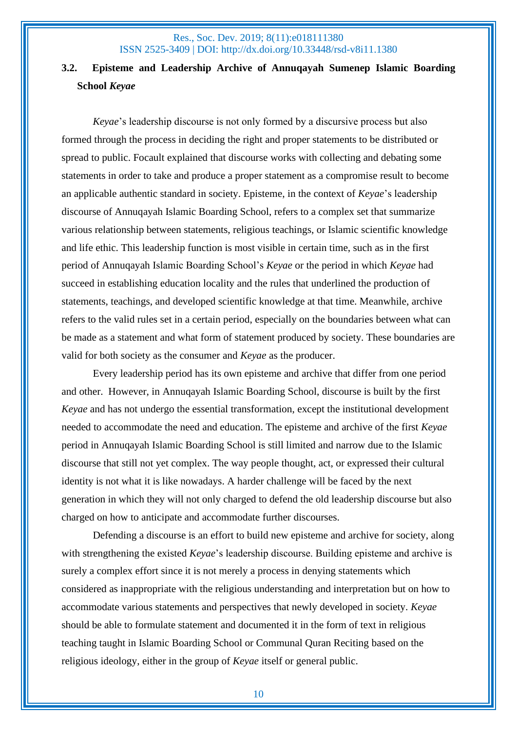### 3.2. Episteme and Leadership Archive of Annuqayah Sumenep Islamic Boarding School *Keyae*

*Keyae*'s leadership discourse is not only formed by a discursive process but also formed through the process in deciding the right and proper statements to be distributed or spread to public. Focault explained that discourse works with collecting and debating some statements in order to take and produce a proper statement as a compromise result to become an applicable authentic standard in society. Episteme, in the context of *Keyae*'s leadership discourse of Annuqayah Islamic Boarding School, refers to a complex set that summarize various relationship between statements, religious teachings, or Islamic scientific knowledge and life ethic. This leadership function is most visible in certain time, such as in the first period of Annuqayah Islamic Boarding School's *Keyae* or the period in which *Keyae* had succeed in establishing education locality and the rules that underlined the production of statements, teachings, and developed scientific knowledge at that time. Meanwhile, archive refers to the valid rules set in a certain period, especially on the boundaries between what can be made as a statement and what form of statement produced by society. These boundaries are valid for both society as the consumer and *Keyae* as the producer.

Every leadership period has its own episteme and archive that differ from one period and other. However, in Annuqayah Islamic Boarding School, discourse is built by the first *Keyae* and has not undergo the essential transformation, except the institutional development needed to accommodate the need and education. The episteme and archive of the first *Keyae* period in Annuqayah Islamic Boarding School is still limited and narrow due to the Islamic discourse that still not yet complex. The way people thought, act, or expressed their cultural identity is not what it is like nowadays. A harder challenge will be faced by the next generation in which they will not only charged to defend the old leadership discourse but also charged on how to anticipate and accommodate further discourses.

Defending a discourse is an effort to build new episteme and archive for society, along with strengthening the existed *Keyae*'s leadership discourse. Building episteme and archive is surely a complex effort since it is not merely a process in denying statements which considered as inappropriate with the religious understanding and interpretation but on how to accommodate various statements and perspectives that newly developed in society. *Keyae* should be able to formulate statement and documented it in the form of text in religious teaching taught in Islamic Boarding School or Communal Quran Reciting based on the religious ideology, either in the group of *Keyae* itself or general public.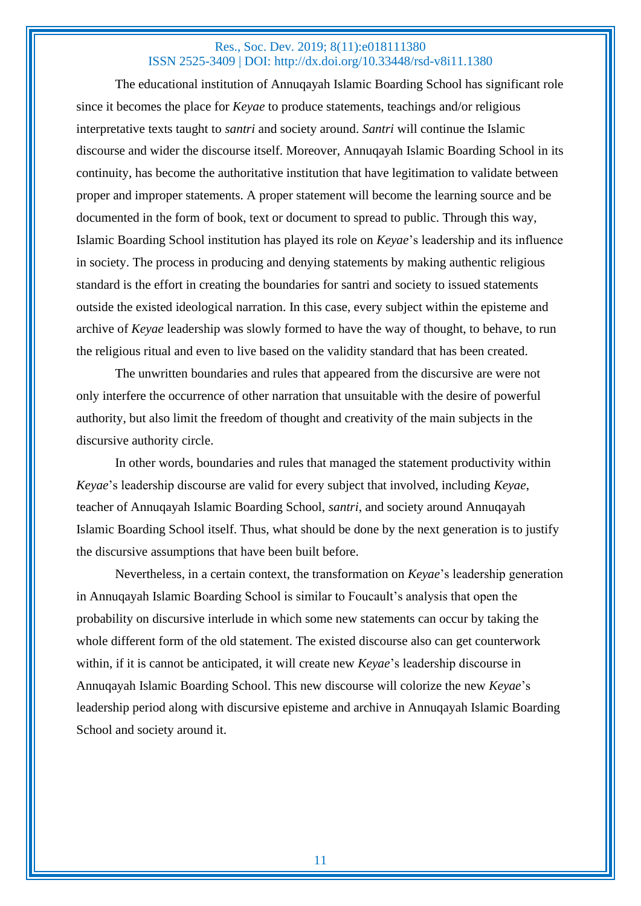The educational institution of Annuqayah Islamic Boarding School has significant role since it becomes the place for *Keyae* to produce statements, teachings and/or religious interpretative texts taught to *santri* and society around. *Santri* will continue the Islamic discourse and wider the discourse itself. Moreover, Annuqayah Islamic Boarding School in its continuity, has become the authoritative institution that have legitimation to validate between proper and improper statements. A proper statement will become the learning source and be documented in the form of book, text or document to spread to public. Through this way, Islamic Boarding School institution has played its role on *Keyae*'s leadership and its influence in society. The process in producing and denying statements by making authentic religious standard is the effort in creating the boundaries for santri and society to issued statements outside the existed ideological narration. In this case, every subject within the episteme and archive of *Keyae* leadership was slowly formed to have the way of thought, to behave, to run the religious ritual and even to live based on the validity standard that has been created.

The unwritten boundaries and rules that appeared from the discursive are were not only interfere the occurrence of other narration that unsuitable with the desire of powerful authority, but also limit the freedom of thought and creativity of the main subjects in the discursive authority circle.

In other words, boundaries and rules that managed the statement productivity within *Keyae*'s leadership discourse are valid for every subject that involved, including *Keyae*, teacher of Annuqayah Islamic Boarding School, *santri*, and society around Annuqayah Islamic Boarding School itself. Thus, what should be done by the next generation is to justify the discursive assumptions that have been built before.

Nevertheless, in a certain context, the transformation on *Keyae*'s leadership generation in Annuqayah Islamic Boarding School is similar to Foucault's analysis that open the probability on discursive interlude in which some new statements can occur by taking the whole different form of the old statement. The existed discourse also can get counterwork within, if it is cannot be anticipated, it will create new *Keyae*'s leadership discourse in Annuqayah Islamic Boarding School. This new discourse will colorize the new *Keyae*'s leadership period along with discursive episteme and archive in Annuqayah Islamic Boarding School and society around it.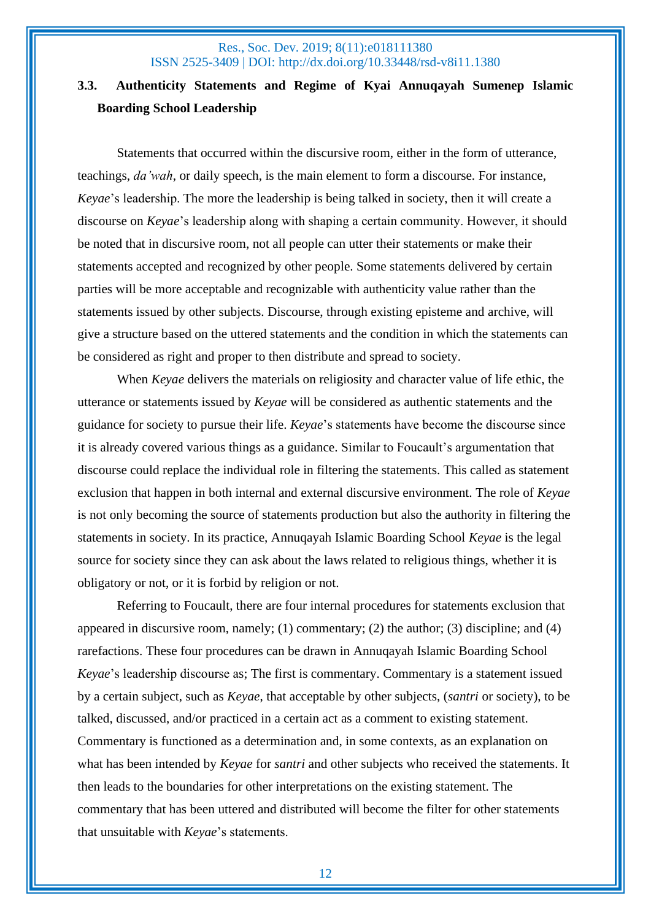### 3.3. Authenticity Statements and Regime of Kyai Annuqayah Sumenep Islamic Boarding School Leadership

Statements that occurred within the discursive room, either in the form of utterance, teachings, *da'wah*, or daily speech, is the main element to form a discourse. For instance, *Keyae*'s leadership. The more the leadership is being talked in society, then it will create a discourse on *Keyae*'s leadership along with shaping a certain community. However, it should be noted that in discursive room, not all people can utter their statements or make their statements accepted and recognized by other people. Some statements delivered by certain parties will be more acceptable and recognizable with authenticity value rather than the statements issued by other subjects. Discourse, through existing episteme and archive, will give a structure based on the uttered statements and the condition in which the statements can be considered as right and proper to then distribute and spread to society.

When *Keyae* delivers the materials on religiosity and character value of life ethic, the utterance or statements issued by *Keyae* will be considered as authentic statements and the guidance for society to pursue their life. *Keyae*'s statements have become the discourse since it is already covered various things as a guidance. Similar to Foucault's argumentation that discourse could replace the individual role in filtering the statements. This called as statement exclusion that happen in both internal and external discursive environment. The role of *Keyae* is not only becoming the source of statements production but also the authority in filtering the statements in society. In its practice, Annuqayah Islamic Boarding School *Keyae* is the legal source for society since they can ask about the laws related to religious things, whether it is obligatory or not, or it is forbid by religion or not.

Referring to Foucault, there are four internal procedures for statements exclusion that appeared in discursive room, namely; (1) commentary; (2) the author; (3) discipline; and (4) rarefactions. These four procedures can be drawn in Annuqayah Islamic Boarding School *Keyae*'s leadership discourse as; The first is commentary. Commentary is a statement issued by a certain subject, such as *Keyae*, that acceptable by other subjects, (*santri* or society), to be talked, discussed, and/or practiced in a certain act as a comment to existing statement. Commentary is functioned as a determination and, in some contexts, as an explanation on what has been intended by *Keyae* for *santri* and other subjects who received the statements. It then leads to the boundaries for other interpretations on the existing statement. The commentary that has been uttered and distributed will become the filter for other statements that unsuitable with *Keyae*'s statements.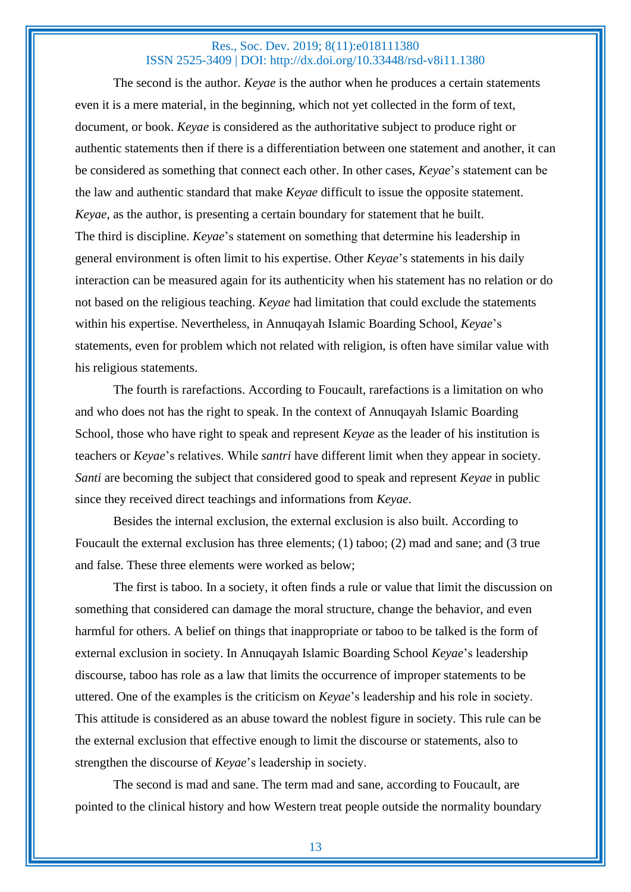The second is the author. *Keyae* is the author when he produces a certain statements even it is a mere material, in the beginning, which not yet collected in the form of text, document, or book. *Keyae* is considered as the authoritative subject to produce right or authentic statements then if there is a differentiation between one statement and another, it can be considered as something that connect each other. In other cases, *Keyae*'s statement can be the law and authentic standard that make *Keyae* difficult to issue the opposite statement. *Keyae*, as the author, is presenting a certain boundary for statement that he built.

The third is discipline. *Keyae*'s statement on something that determine his leadership in general environment is often limit to his expertise. Other *Keyae*'s statements in his daily interaction can be measured again for its authenticity when his statement has no relation or do not based on the religious teaching. *Keyae* had limitation that could exclude the statements within his expertise. Nevertheless, in Annuqayah Islamic Boarding School, *Keyae*'s statements, even for problem which not related with religion, is often have similar value with his religious statements.

The fourth is rarefactions. According to Foucault, rarefactions is a limitation on who and who does not has the right to speak. In the context of Annuqayah Islamic Boarding School, those who have right to speak and represent *Keyae* as the leader of his institution is teachers or *Keyae*'s relatives. While *santri* have different limit when they appear in society. *Santi* are becoming the subject that considered good to speak and represent *Keyae* in public since they received direct teachings and informations from *Keyae*.

Besides the internal exclusion, the external exclusion is also built. According to Foucault the external exclusion has three elements; (1) taboo; (2) mad and sane; and (3 true and false. These three elements were worked as below;

The first is taboo. In a society, it often finds a rule or value that limit the discussion on something that considered can damage the moral structure, change the behavior, and even harmful for others. A belief on things that inappropriate or taboo to be talked is the form of external exclusion in society. In Annuqayah Islamic Boarding School *Keyae*'s leadership discourse, taboo has role as a law that limits the occurrence of improper statements to be uttered. One of the examples is the criticism on *Keyae*'s leadership and his role in society. This attitude is considered as an abuse toward the noblest figure in society. This rule can be the external exclusion that effective enough to limit the discourse or statements, also to strengthen the discourse of *Keyae*'s leadership in society.

The second is mad and sane. The term mad and sane, according to Foucault, are pointed to the clinical history and how Western treat people outside the normality boundary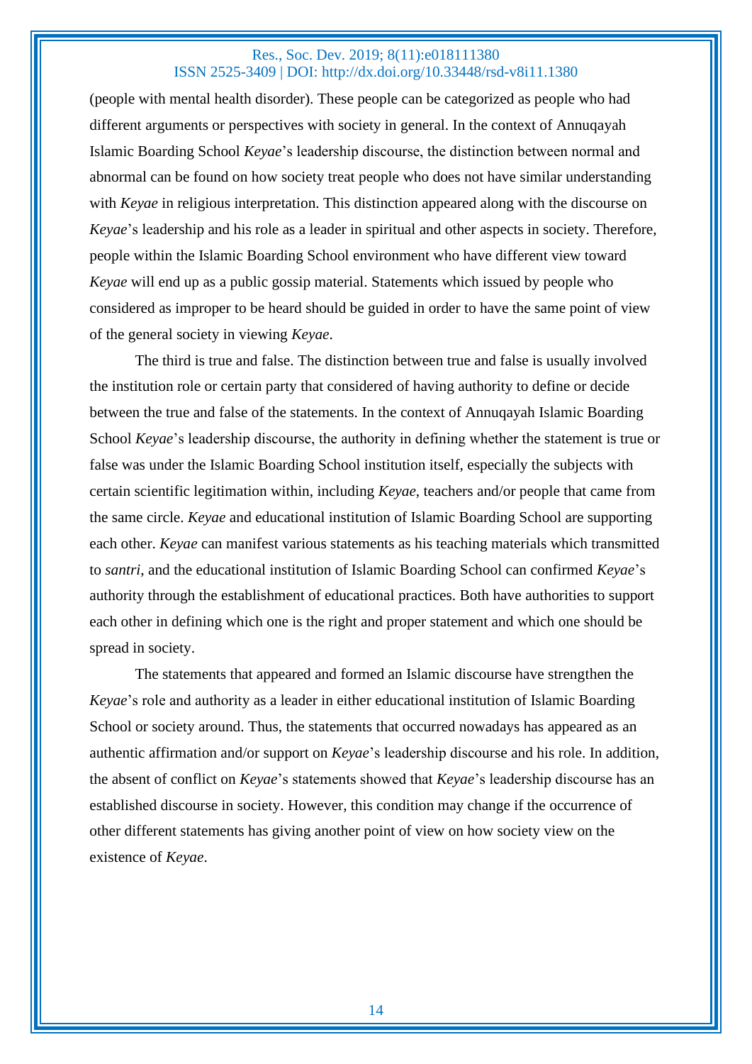(people with mental health disorder). These people can be categorized as people who had different arguments or perspectives with society in general. In the context of Annuqayah Islamic Boarding School *Keyae*'s leadership discourse, the distinction between normal and abnormal can be found on how society treat people who does not have similar understanding with *Keyae* in religious interpretation. This distinction appeared along with the discourse on *Keyae*'s leadership and his role as a leader in spiritual and other aspects in society. Therefore, people within the Islamic Boarding School environment who have different view toward *Keyae* will end up as a public gossip material. Statements which issued by people who considered as improper to be heard should be guided in order to have the same point of view of the general society in viewing *Keyae*.

The third is true and false. The distinction between true and false is usually involved the institution role or certain party that considered of having authority to define or decide between the true and false of the statements. In the context of Annuqayah Islamic Boarding School *Keyae*'s leadership discourse, the authority in defining whether the statement is true or false was under the Islamic Boarding School institution itself, especially the subjects with certain scientific legitimation within, including *Keyae*, teachers and/or people that came from the same circle. *Keyae* and educational institution of Islamic Boarding School are supporting each other. *Keyae* can manifest various statements as his teaching materials which transmitted to *santri*, and the educational institution of Islamic Boarding School can confirmed *Keyae*'s authority through the establishment of educational practices. Both have authorities to support each other in defining which one is the right and proper statement and which one should be spread in society.

The statements that appeared and formed an Islamic discourse have strengthen the *Keyae*'s role and authority as a leader in either educational institution of Islamic Boarding School or society around. Thus, the statements that occurred nowadays has appeared as an authentic affirmation and/or support on *Keyae*'s leadership discourse and his role. In addition, the absent of conflict on *Keyae*'s statements showed that *Keyae*'s leadership discourse has an established discourse in society. However, this condition may change if the occurrence of other different statements has giving another point of view on how society view on the existence of *Keyae*.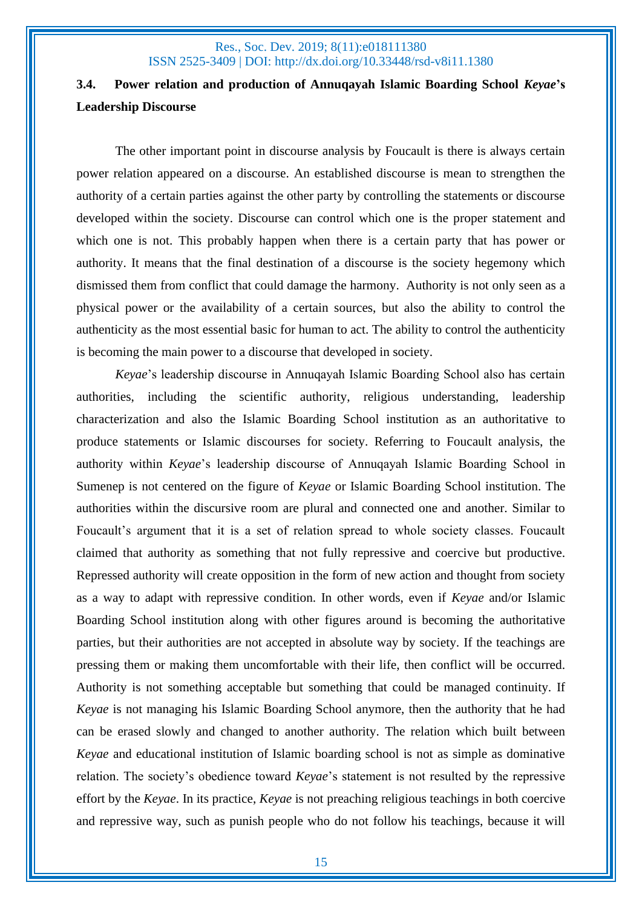### 3.4. Power relation and production of Annuqayah Islamic Boarding School *Keyae*'s Leadership Discourse

The other important point in discourse analysis by Foucault is there is always certain power relation appeared on a discourse. An established discourse is mean to strengthen the authority of a certain parties against the other party by controlling the statements or discourse developed within the society. Discourse can control which one is the proper statement and which one is not. This probably happen when there is a certain party that has power or authority. It means that the final destination of a discourse is the society hegemony which dismissed them from conflict that could damage the harmony. Authority is not only seen as a physical power or the availability of a certain sources, but also the ability to control the authenticity as the most essential basic for human to act. The ability to control the authenticity is becoming the main power to a discourse that developed in society.

*Keyae*'s leadership discourse in Annuqayah Islamic Boarding School also has certain authorities, including the scientific authority, religious understanding, leadership characterization and also the Islamic Boarding School institution as an authoritative to produce statements or Islamic discourses for society. Referring to Foucault analysis, the authority within *Keyae*'s leadership discourse of Annuqayah Islamic Boarding School in Sumenep is not centered on the figure of *Keyae* or Islamic Boarding School institution. The authorities within the discursive room are plural and connected one and another. Similar to Foucault's argument that it is a set of relation spread to whole society classes. Foucault claimed that authority as something that not fully repressive and coercive but productive. Repressed authority will create opposition in the form of new action and thought from society as a way to adapt with repressive condition. In other words, even if *Keyae* and/or Islamic Boarding School institution along with other figures around is becoming the authoritative parties, but their authorities are not accepted in absolute way by society. If the teachings are pressing them or making them uncomfortable with their life, then conflict will be occurred. Authority is not something acceptable but something that could be managed continuity. If *Keyae* is not managing his Islamic Boarding School anymore, then the authority that he had can be erased slowly and changed to another authority. The relation which built between *Keyae* and educational institution of Islamic boarding school is not as simple as dominative relation. The society's obedience toward *Keyae*'s statement is not resulted by the repressive effort by the *Keyae*. In its practice, *Keyae* is not preaching religious teachings in both coercive and repressive way, such as punish people who do not follow his teachings, because it will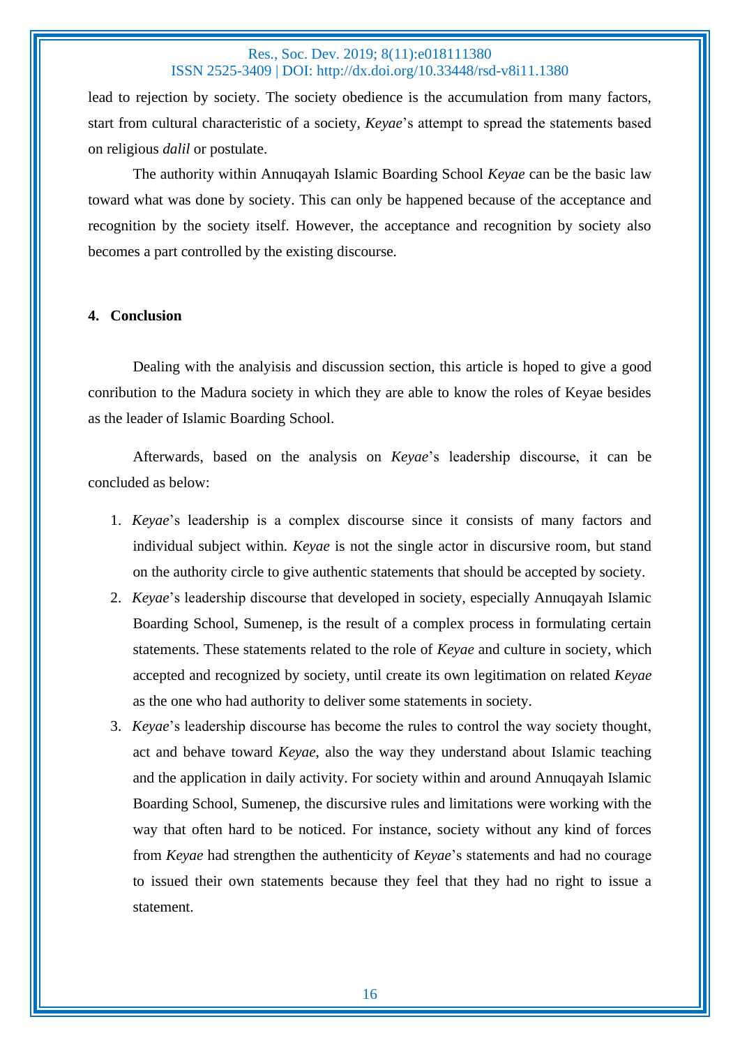lead to rejection by society. The society obedience is the accumulation from many factors, start from cultural characteristic of a society, *Keyae*'s attempt to spread the statements based on religious *dalil* or postulate.

The authority within Annuqayah Islamic Boarding School *Keyae* can be the basic law toward what was done by society. This can only be happened because of the acceptance and recognition by the society itself. However, the acceptance and recognition by society also becomes a part controlled by the existing discourse.

## 4. Conclusion

Dealing with the analyisis and discussion section, this article is hoped to give a good conribution to the Madura society in which they are able to know the roles of Keyae besides as the leader of Islamic Boarding School.

Afterwards, based on the analysis on *Keyae*'s leadership discourse, it can be concluded as below:

1. *Keyae*'s leadership is a complex discourse since it consists of many factors and individual subject within. *Keyae* is not the single actor in discursive room, but stand on the authority circle to give authentic statements that should be accepted by society.
2. *Keyae*'s leadership discourse that developed in society, especially Annuqayah Islamic Boarding School, Sumenep, is the result of a complex process in formulating certain statements. These statements related to the role of *Keyae* and culture in society, which accepted and recognized by society, until create its own legitimation on related *Keyae* as the one who had authority to deliver some statements in society.
3. *Keyae*'s leadership discourse has become the rules to control the way society thought, act and behave toward *Keyae*, also the way they understand about Islamic teaching and the application in daily activity. For society within and around Annuqayah Islamic Boarding School, Sumenep, the discursive rules and limitations were working with the way that often hard to be noticed. For instance, society without any kind of forces from *Keyae* had strengthen the authenticity of *Keyae*'s statements and had no courage to issued their own statements because they feel that they had no right to issue a statement.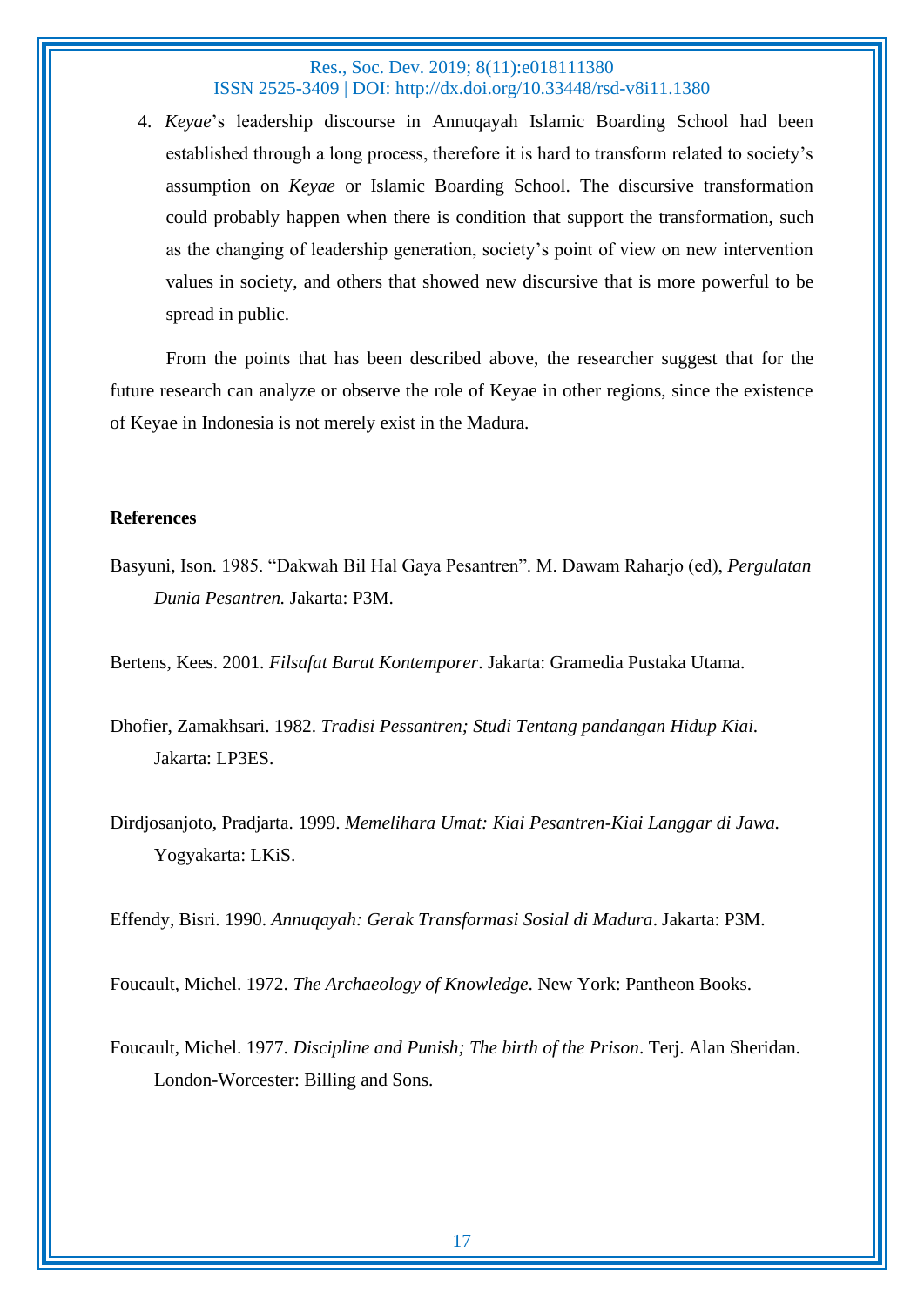4. *Keyae*'s leadership discourse in Annuqayah Islamic Boarding School had been established through a long process, therefore it is hard to transform related to society's assumption on *Keyae* or Islamic Boarding School. The discursive transformation could probably happen when there is condition that support the transformation, such as the changing of leadership generation, society's point of view on new intervention values in society, and others that showed new discursive that is more powerful to be spread in public.

From the points that has been described above, the researcher suggest that for the future research can analyze or observe the role of Keyae in other regions, since the existence of Keyae in Indonesia is not merely exist in the Madura.

**References**

Basyuni, Ison. 1985. "Dakwah Bil Hal Gaya Pesantren". M. Dawam Raharjo (ed), *Pergulatan Dunia Pesantren.* Jakarta: P3M.

Bertens, Kees. 2001. *Filsafat Barat Kontemporer*. Jakarta: Gramedia Pustaka Utama.

Dhofier, Zamakhsari. 1982. *Tradisi Pessantren; Studi Tentang pandangan Hidup Kiai.* Jakarta: LP3ES.

Dirdjosanjoto, Pradjarta. 1999. *Memelihara Umat: Kiai Pesantren-Kiai Langgar di Jawa.* Yogyakarta: LKiS.

Effendy, Bisri. 1990. *Annuqayah: Gerak Transformasi Sosial di Madura*. Jakarta: P3M.

Foucault, Michel. 1972. *The Archaeology of Knowledge*. New York: Pantheon Books.

Foucault, Michel. 1977. *Discipline and Punish; The birth of the Prison*. Terj. Alan Sheridan. London-Worcester: Billing and Sons.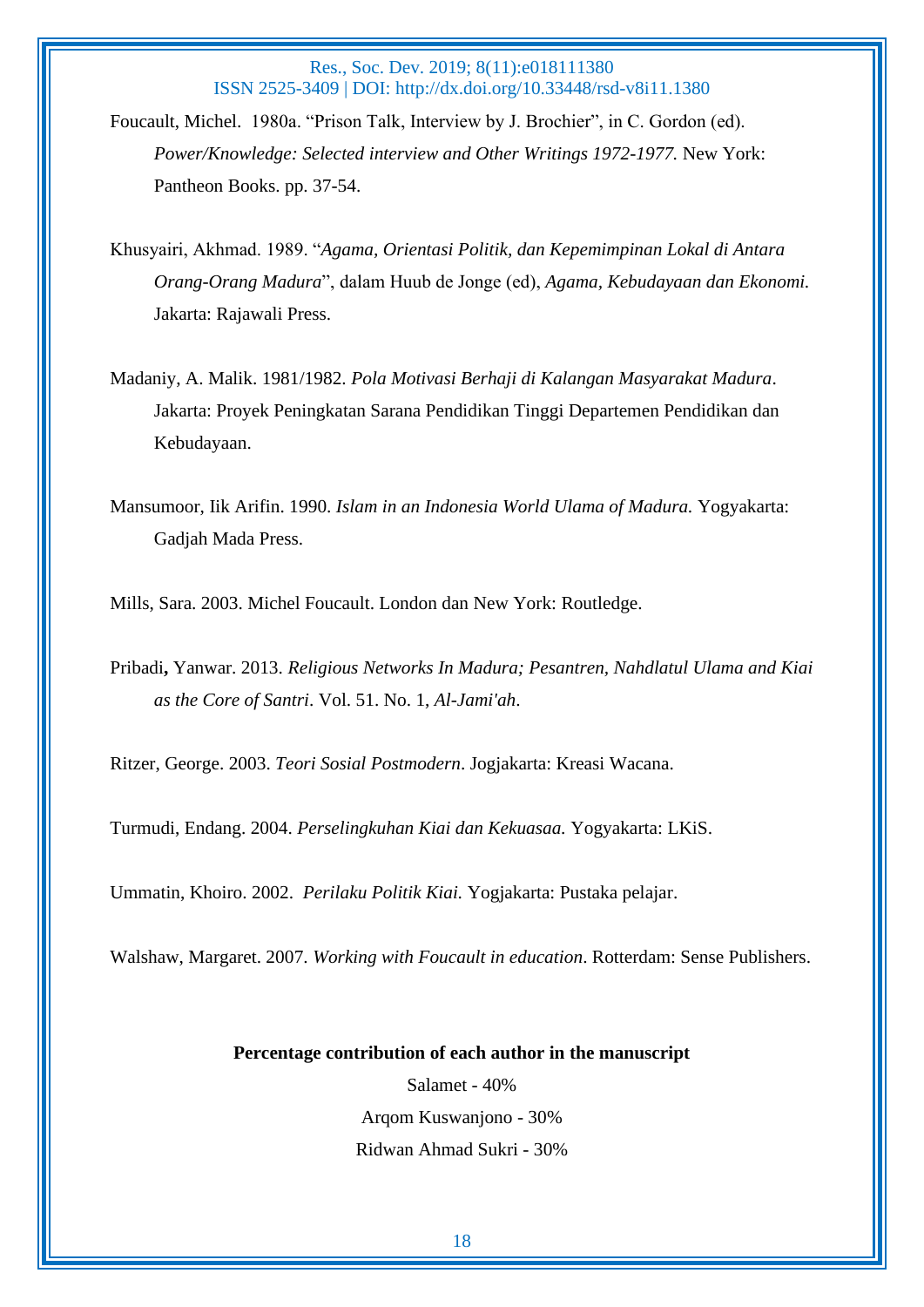Foucault, Michel. 1980a. "Prison Talk, Interview by J. Brochier", in C. Gordon (ed). *Power/Knowledge: Selected interview and Other Writings 1972-1977.* New York: Pantheon Books. pp. 37-54.

Khusyairi, Akhmad. 1989. "*Agama, Orientasi Politik, dan Kepemimpinan Lokal di Antara Orang-Orang Madura*", dalam Huub de Jonge (ed), *Agama, Kebudayaan dan Ekonomi.* Jakarta: Rajawali Press.

Madaniy, A. Malik. 1981/1982. *Pola Motivasi Berhaji di Kalangan Masyarakat Madura*. Jakarta: Proyek Peningkatan Sarana Pendidikan Tinggi Departemen Pendidikan dan Kebudayaan.

Mansumoor, Iik Arifin. 1990. *Islam in an Indonesia World Ulama of Madura.* Yogyakarta: Gadjah Mada Press.

Mills, Sara. 2003. Michel Foucault. London dan New York: Routledge.

Pribadi**,** Yanwar. 2013. *Religious Networks In Madura; Pesantren, Nahdlatul Ulama and Kiai as the Core of Santri*. Vol. 51. No. 1, *Al-Jami'ah*.

Ritzer, George. 2003. *Teori Sosial Postmodern*. Jogjakarta: Kreasi Wacana.

Turmudi, Endang. 2004. *Perselingkuhan Kiai dan Kekuasaa.* Yogyakarta: LKiS.

Ummatin, Khoiro. 2002. *Perilaku Politik Kiai.* Yogjakarta: Pustaka pelajar.

Walshaw, Margaret. 2007. *Working with Foucault in education*. Rotterdam: Sense Publishers.

**Percentage contribution of each author in the manuscript**

Salamet - 40%

Arqom Kuswanjono - 30%

Ridwan Ahmad Sukri - 30%